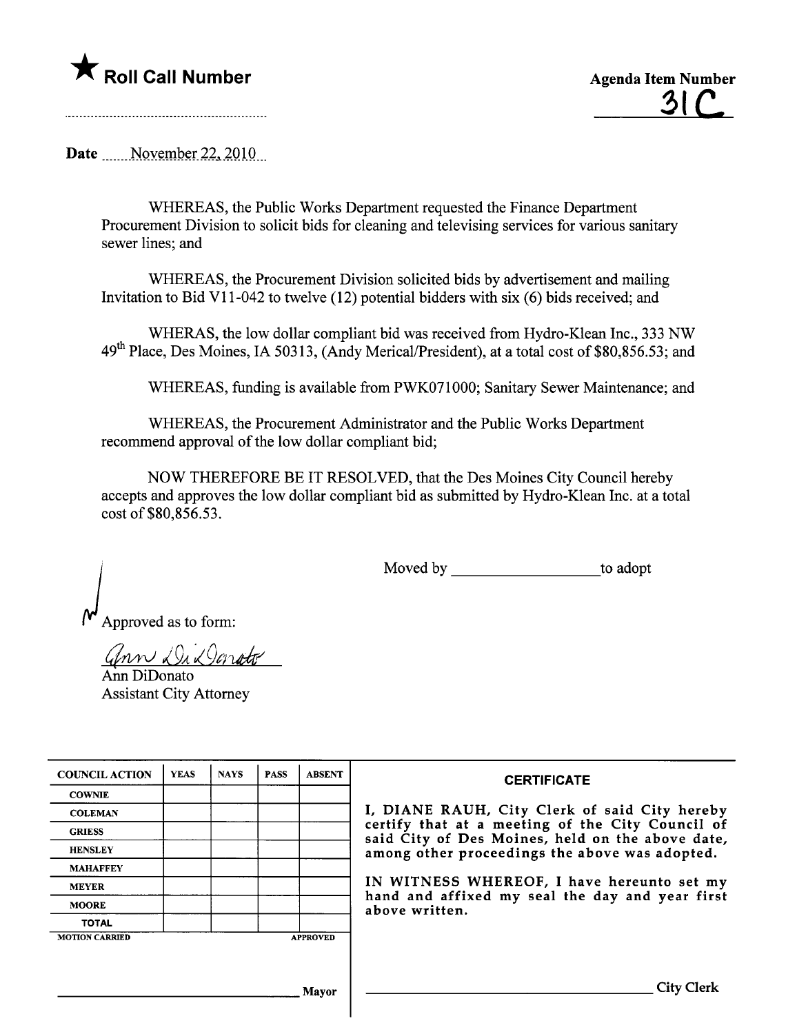★ **Roll Call Number**

**Agenda Item Number**
**31C**

**Date** November 22, 2010

WHEREAS, the Public Works Department requested the Finance Department Procurement Division to solicit bids for cleaning and televising services for various sanitary sewer lines; and

WHEREAS, the Procurement Division solicited bids by advertisement and mailing Invitation to Bid V11-042 to twelve (12) potential bidders with six (6) bids received; and

WHERAS, the low dollar compliant bid was received from Hydro-Klean Inc., 333 NW 49th Place, Des Moines, IA 50313, (Andy Merical/President), at a total cost of $80,856.53; and

WHEREAS, funding is available from PWK071000; Sanitary Sewer Maintenance; and

WHEREAS, the Procurement Administrator and the Public Works Department recommend approval of the low dollar compliant bid;

NOW THEREFORE BE IT RESOLVED, that the Des Moines City Council hereby accepts and approves the low dollar compliant bid as submitted by Hydro-Klean Inc. at a total cost of $80,856.53.

Moved by __________________ to adopt

Approved as to form:

Ann DiDonato
Ann DiDonato
Assistant City Attorney

| COUNCIL ACTION | YEAS | NAYS | PASS | ABSENT |
|---|---|---|---|---|
| COWNIE | | | | |
| COLEMAN | | | | |
| GRIESS | | | | |
| HENSLEY | | | | |
| MAHAFFEY | | | | |
| MEYER | | | | |
| MOORE | | | | |
| TOTAL | | | | |
| MOTION CARRIED | | | | APPROVED |

__________________________ Mayor

**CERTIFICATE**

I, DIANE RAUH, City Clerk of said City hereby certify that at a meeting of the City Council of said City of Des Moines, held on the above date, among other proceedings the above was adopted.

IN WITNESS WHEREOF, I have hereunto set my hand and affixed my seal the day and year first above written.

__________________________ City Clerk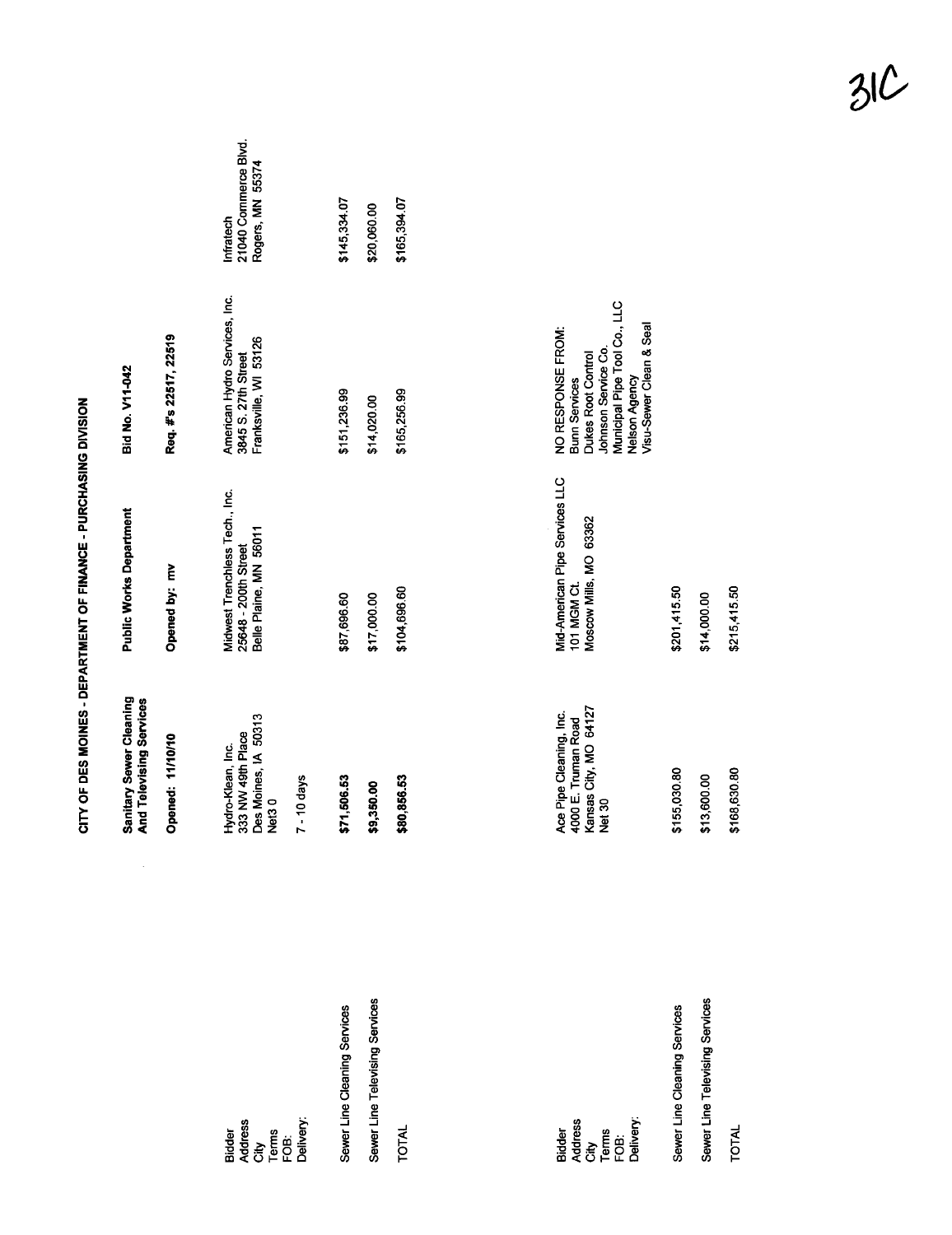# CITY OF DES MOINES - DEPARTMENT OF FINANCE - PURCHASING DIVISION

31C

| | | | | |
|---|---|---|---|---|
| | **Sanitary Sewer Cleaning And Televising Services** | **Public Works Department** | **Bid No. V11-042** | |
| | **Opened: 11/10/10** | **Opened by: mv** | **Req. #'s 22517, 22519** | |
| Bidder | Hydro-Klean, Inc. | Midwest Trenchless Tech., Inc. | American Hydro Services, Inc. | Infratech |
| Address | 333 NW 49th Place | 25648 - 200th Street | 3845 S. 27th Street | 21040 Commerce Blvd. |
| City | Des Moines, IA 50313 | Belle Plaine, MN 56011 | Franksville, WI 53126 | Rogers, MN 55374 |
| Terms | Net3 0 | | | |
| FOB: | | | | |
| Delivery: | 7 - 10 days | | | |
| Sewer Line Cleaning Services | **$71,506.53** | $87,696.60 | $151,236.99 | $145,334.07 |
| Sewer Line Televising Services | **$9,350.00** | $17,000.00 | $14,020.00 | $20,060.00 |
| TOTAL | **$80,856.53** | $104,696.60 | $165,256.99 | $165,394.07 |

| | | | |
|---|---|---|---|
| Bidder | Ace Pipe Cleaning, Inc. | Mid-American Pipe Services LLC | NO RESPONSE FROM: |
| Address | 4000 E. Truman Road | 101 MGM Ct. | Bunn Services |
| City | Kansas City, MO 64127 | Moscow Mills, MO 63362 | Dukes Root Control |
| Terms | Net 30 | | Johnson Service Co. |
| FOB: | | | Municipal Pipe Tool Co., LLC |
| Delivery: | | | Nelson Agency |
| | | | Visu-Sewer Clean & Seal |
| Sewer Line Cleaning Services | $155,030.80 | $201,415.50 | |
| Sewer Line Televising Services | $13,600.00 | $14,000.00 | |
| TOTAL | $168,630.80 | $215,415.50 | |